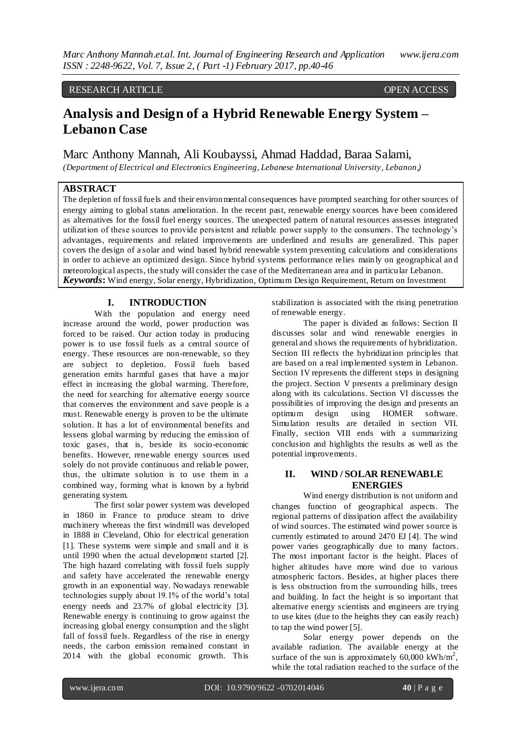RESEARCH ARTICLE OPEN ACCESS

# Analysis and Design of a Hybrid Renewable Energy System – Lebanon Case

Marc Anthony Mannah, Ali Koubayssi, Ahmad Haddad, Baraa Salami,

*(Department of Electrical and Electronics Engineering, Lebanese International University, Lebanon,)*

## ABSTRACT

The depletion of fossil fuels and their environmental consequences have prompted searching for other sources of energy aiming to global status amelioration. In the recent past, renewable energy sources have been considered as alternatives for the fossil fuel energy sources. The unexpected pattern of natural resources assesses integrated utilization of these sources to provide persistent and reliable power supply to the consumers. The technology's advantages, requirements and related improvements are underlined and results are generalized. This paper covers the design of a solar and wind based hybrid renewable system presenting calculations and considerations in order to achieve an optimized design. Since hybrid systems performance relies mainly on geographical and meteorological aspects, the study will consider the case of the Mediterranean area and in particular Lebanon.

***Keywords*:** Wind energy, Solar energy, Hybridization, Optimum Design Requirement, Return on Investment

## I. INTRODUCTION

With the population and energy need increase around the world, power production was forced to be raised. Our action today in producing power is to use fossil fuels as a central source of energy. These resources are non-renewable, so they are subject to depletion. Fossil fuels based generation emits harmful gases that have a major effect in increasing the global warming. Therefore, the need for searching for alternative energy source that conserves the environment and save people is a must. Renewable energy is proven to be the ultimate solution. It has a lot of environmental benefits and lessens global warming by reducing the emission of toxic gases, that is, beside its socio-economic benefits. However, renewable energy sources used solely do not provide continuous and reliable power, thus, the ultimate solution is to use them in a combined way, forming what is known by a hybrid generating system.

The first solar power system was developed in 1860 in France to produce steam to drive machinery whereas the first windmill was developed in 1888 in Cleveland, Ohio for electrical generation [1]. These systems were simple and small and it is until 1990 when the actual development started [2]. The high hazard correlating with fossil fuels supply and safety have accelerated the renewable energy growth in an exponential way. Nowadays renewable technologies supply about 19.1% of the world's total energy needs and 23.7% of global electricity [3]. Renewable energy is continuing to grow against the increasing global energy consumption and the slight fall of fossil fuels. Regardless of the rise in energy needs, the carbon emission remained constant in 2014 with the global economic growth. This stabilization is associated with the rising penetration of renewable energy.

The paper is divided as follows: Section II discusses solar and wind renewable energies in general and shows the requirements of hybridization. Section III reflects the hybridization principles that are based on a real implemented system in Lebanon. Section IV represents the different steps in designing the project. Section V presents a preliminary design along with its calculations. Section VI discusses the possibilities of improving the design and presents an optimum design using HOMER software. Simulation results are detailed in section VII. Finally, section VIII ends with a summarizing conclusion and highlights the results as well as the potential improvements.

## II. WIND / SOLAR RENEWABLE ENERGIES

Wind energy distribution is not uniform and changes function of geographical aspects. The regional patterns of dissipation affect the availability of wind sources. The estimated wind power source is currently estimated to around 2470 EJ [4]. The wind power varies geographically due to many factors. The most important factor is the height. Places of higher altitudes have more wind due to various atmospheric factors. Besides, at higher places there is less obstruction from the surrounding hills, trees and building. In fact the height is so important that alternative energy scientists and engineers are trying to use kites (due to the heights they can easily reach) to tap the wind power [5].

Solar energy power depends on the available radiation. The available energy at the surface of the sun is approximately 60,000 $kWh/m^2$, while the total radiation reached to the surface of the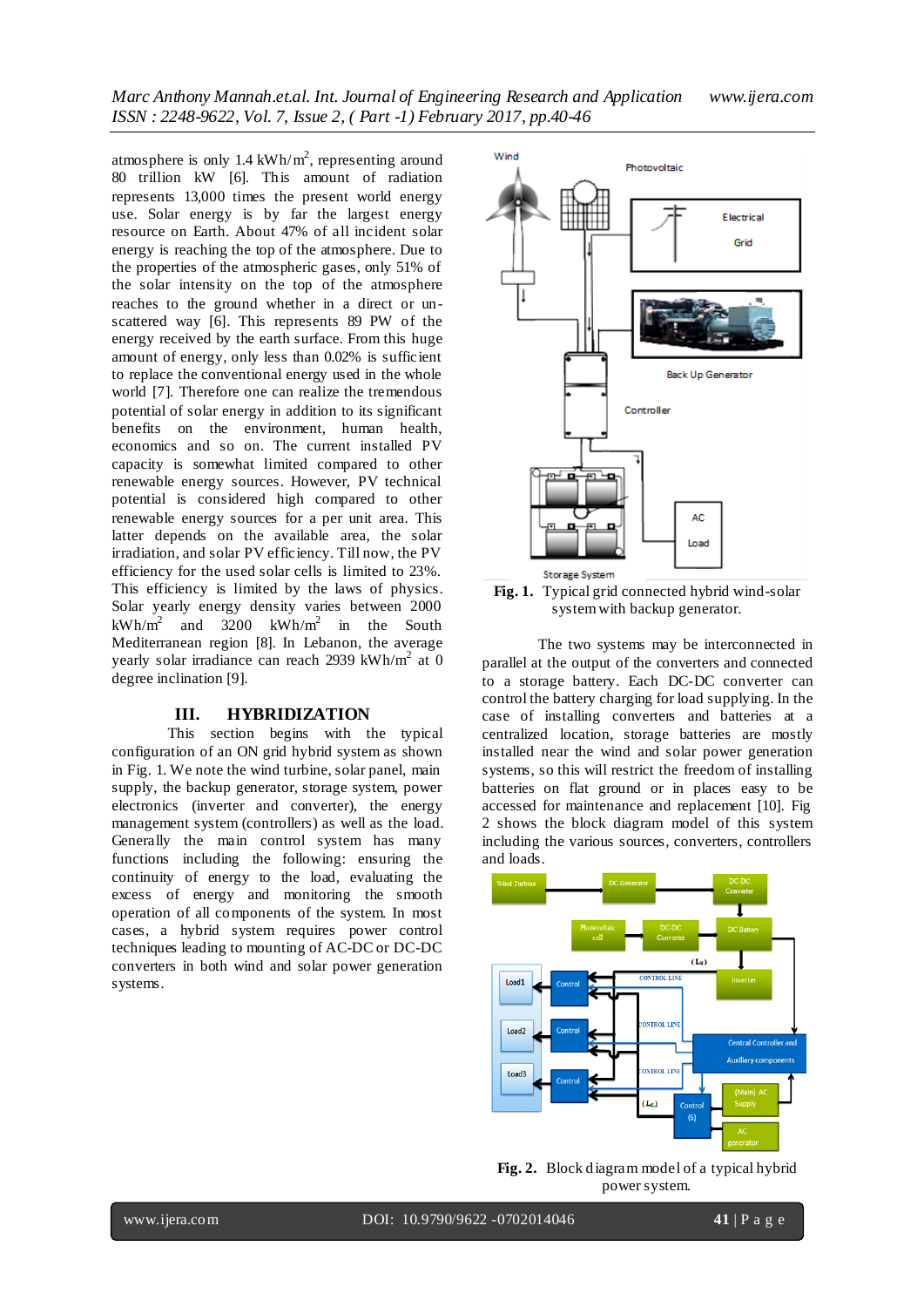atmosphere is only 1.4 $kWh/m^2$, representing around 80 trillion kW [6]. This amount of radiation represents 13,000 times the present world energy use. Solar energy is by far the largest energy resource on Earth. About 47% of all incident solar energy is reaching the top of the atmosphere. Due to the properties of the atmospheric gases, only 51% of the solar intensity on the top of the atmosphere reaches to the ground whether in a direct or un-scattered way [6]. This represents 89 PW of the energy received by the earth surface. From this huge amount of energy, only less than 0.02% is sufficient to replace the conventional energy used in the whole world [7]. Therefore one can realize the tremendous potential of solar energy in addition to its significant benefits on the environment, human health, economics and so on. The current installed PV capacity is somewhat limited compared to other renewable energy sources. However, PV technical potential is considered high compared to other renewable energy sources for a per unit area. This latter depends on the available area, the solar irradiation, and solar PV efficiency. Till now, the PV efficiency for the used solar cells is limited to 23%. This efficiency is limited by the laws of physics. Solar yearly energy density varies between 2000 $kWh/m^2$ and 3200 $kWh/m^2$ in the South Mediterranean region [8]. In Lebanon, the average yearly solar irradiance can reach 2939 $kWh/m^2$ at 0 degree inclination [9].

## III. HYBRIDIZATION

This section begins with the typical configuration of an ON grid hybrid system as shown in Fig. 1. We note the wind turbine, solar panel, main supply, the backup generator, storage system, power electronics (inverter and converter), the energy management system (controllers) as well as the load. Generally the main control system has many functions including the following: ensuring the continuity of energy to the load, evaluating the excess of energy and monitoring the smooth operation of all components of the system. In most cases, a hybrid system requires power control techniques leading to mounting of AC-DC or DC-DC converters in both wind and solar power generation systems.

Wind
Photovoltaic
Electrical Grid
Back Up Generator
Controller
AC Load
Storage System

**Fig. 1.** Typical grid connected hybrid wind-solar system with backup generator.

The two systems may be interconnected in parallel at the output of the converters and connected to a storage battery. Each DC-DC converter can control the battery charging for load supplying. In the case of installing converters and batteries at a centralized location, storage batteries are mostly installed near the wind and solar power generation systems, so this will restrict the freedom of installing batteries on flat ground or in places easy to be accessed for maintenance and replacement [10]. Fig 2 shows the block diagram model of this system including the various sources, converters, controllers and loads.

Wind Turbine
DC Generator
DC-DC Converter
Photovoltaic cell
DC-DC Converter
DC Battery
($L_B$)
Inverter
CONTROL LINE
CONTROL LINE
CONTROL LINE
Load1
Load2
Load3
Control
Control
Control
Central Controller and Auxiliary components
($L_C$)
Control (S)
(Main) AC Supply
AC generator

**Fig. 2.** Block diagram model of a typical hybrid power system.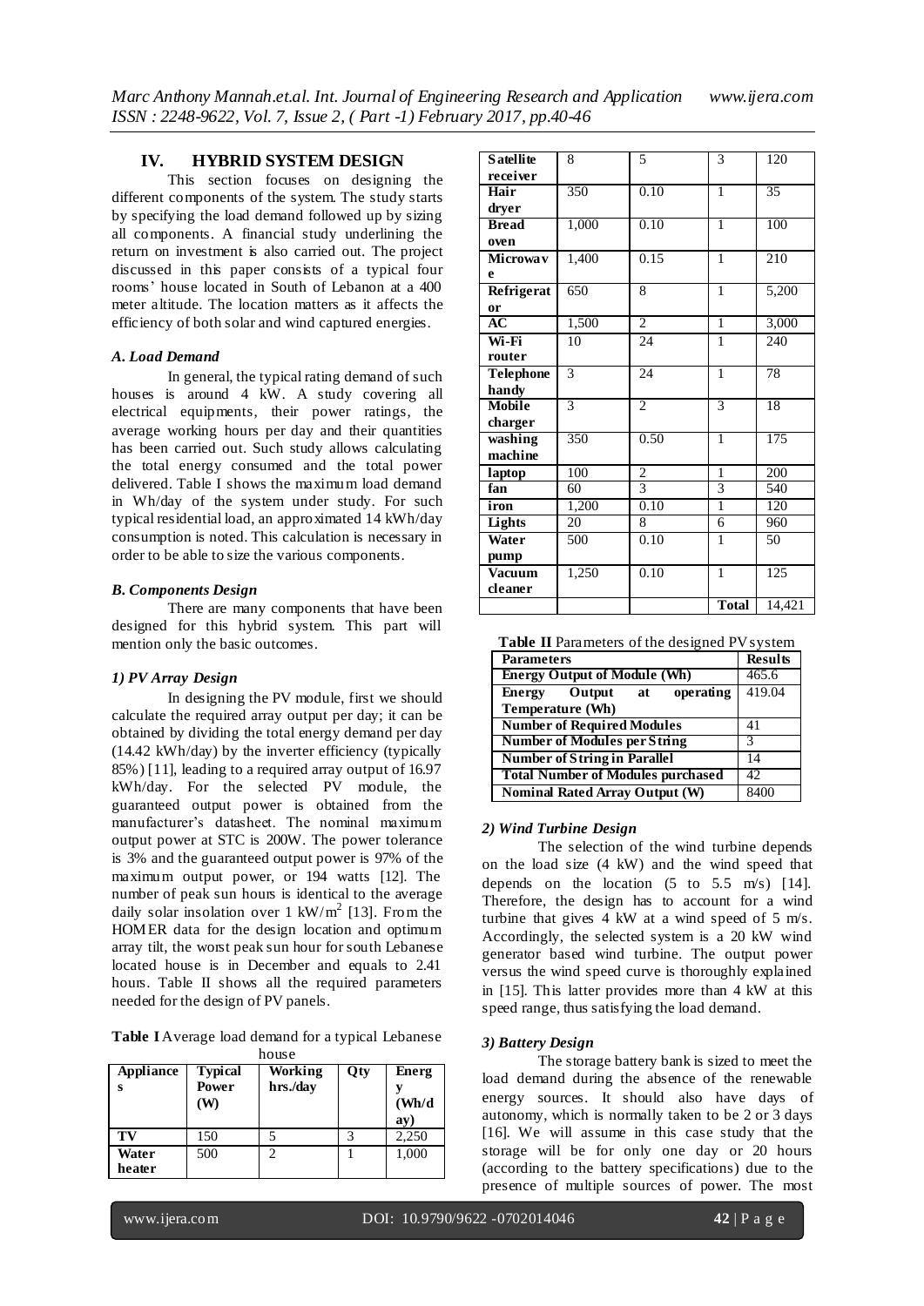## IV. HYBRID SYSTEM DESIGN

This section focuses on designing the different components of the system. The study starts by specifying the load demand followed up by sizing all components. A financial study underlining the return on investment is also carried out. The project discussed in this paper consists of a typical four rooms' house located in South of Lebanon at a 400 meter altitude. The location matters as it affects the efficiency of both solar and wind captured energies.

### *A. Load Demand*

In general, the typical rating demand of such houses is around 4 kW. A study covering all electrical equipments, their power ratings, the average working hours per day and their quantities has been carried out. Such study allows calculating the total energy consumed and the total power delivered. Table I shows the maximum load demand in Wh/day of the system under study. For such typical residential load, an approximated 14 kWh/day consumption is noted. This calculation is necessary in order to be able to size the various components.

### *B. Components Design*

There are many components that have been designed for this hybrid system. This part will mention only the basic outcomes.

#### *1) PV Array Design*

In designing the PV module, first we should calculate the required array output per day; it can be obtained by dividing the total energy demand per day (14.42 kWh/day) by the inverter efficiency (typically 85%) [11], leading to a required array output of 16.97 kWh/day. For the selected PV module, the guaranteed output power is obtained from the manufacturer's datasheet. The nominal maximum output power at STC is 200W. The power tolerance is 3% and the guaranteed output power is 97% of the maximum output power, or 194 watts [12]. The number of peak sun hours is identical to the average daily solar insolation over 1 kW/m$^2$ [13]. From the HOMER data for the design location and optimum array tilt, the worst peak sun hour for south Lebanese located house is in December and equals to 2.41 hours. Table II shows all the required parameters needed for the design of PV panels.

**Table I** Average load demand for a typical Lebanese house

| Appliances | Typical Power (W) | Working hrs./day | Qty | Energy (Wh/day) |
|---|---|---|---|---|
| TV | 150 | 5 | 3 | 2,250 |
| Water heater | 500 | 2 | 1 | 1,000 |
| Satellite receiver | 8 | 5 | 3 | 120 |
| Hair dryer | 350 | 0.10 | 1 | 35 |
| Bread oven | 1,000 | 0.10 | 1 | 100 |
| Microwave | 1,400 | 0.15 | 1 | 210 |
| Refrigerator | 650 | 8 | 1 | 5,200 |
| AC | 1,500 | 2 | 1 | 3,000 |
| Wi-Fi router | 10 | 24 | 1 | 240 |
| Telephone handy | 3 | 24 | 1 | 78 |
| Mobile charger | 3 | 2 | 3 | 18 |
| washing machine | 350 | 0.50 | 1 | 175 |
| laptop | 100 | 2 | 1 | 200 |
| fan | 60 | 3 | 3 | 540 |
| iron | 1,200 | 0.10 | 1 | 120 |
| Lights | 20 | 8 | 6 | 960 |
| Water pump | 500 | 0.10 | 1 | 50 |
| Vacuum cleaner | 1,250 | 0.10 | 1 | 125 |
| | | | **Total** | 14,421 |

**Table II** Parameters of the designed PV system

| Parameters | Results |
|---|---|
| Energy Output of Module (Wh) | 465.6 |
| Energy Output at operating Temperature (Wh) | 419.04 |
| Number of Required Modules | 41 |
| Number of Modules per String | 3 |
| Number of String in Parallel | 14 |
| Total Number of Modules purchased | 42 |
| Nominal Rated Array Output (W) | 8400 |

#### *2) Wind Turbine Design*

The selection of the wind turbine depends on the load size (4 kW) and the wind speed that depends on the location (5 to 5.5 m/s) [14]. Therefore, the design has to account for a wind turbine that gives 4 kW at a wind speed of 5 m/s. Accordingly, the selected system is a 20 kW wind generator based wind turbine. The output power versus the wind speed curve is thoroughly explained in [15]. This latter provides more than 4 kW at this speed range, thus satisfying the load demand.

#### *3) Battery Design*

The storage battery bank is sized to meet the load demand during the absence of the renewable energy sources. It should also have days of autonomy, which is normally taken to be 2 or 3 days [16]. We will assume in this case study that the storage will be for only one day or 20 hours (according to the battery specifications) due to the presence of multiple sources of power. The most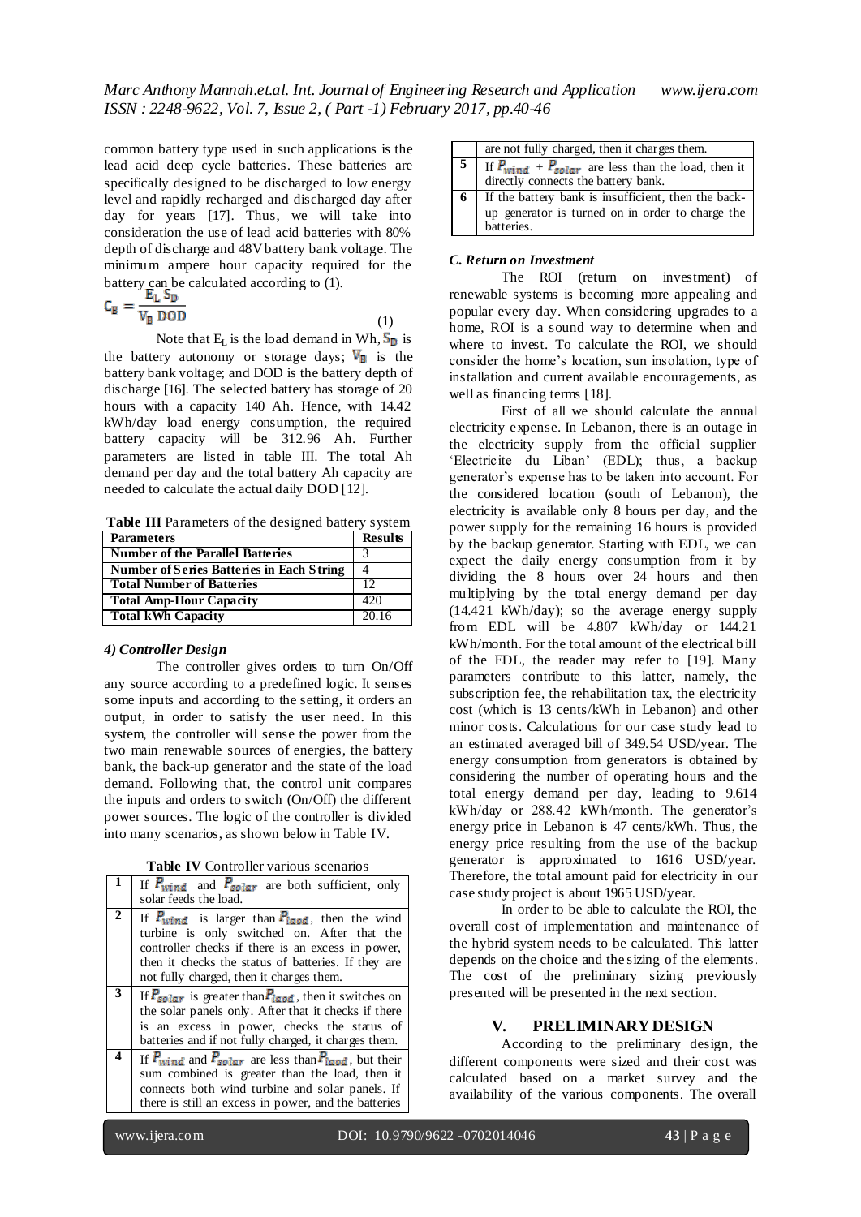common battery type used in such applications is the lead acid deep cycle batteries. These batteries are specifically designed to be discharged to low energy level and rapidly recharged and discharged day after day for years [17]. Thus, we will take into consideration the use of lead acid batteries with 80% depth of discharge and 48V battery bank voltage. The minimum ampere hour capacity required for the battery can be calculated according to (1).

$$C_B = \frac{E_L \, S_D}{V_B \, DOD} \tag{1}$$

Note that $E_L$ is the load demand in Wh, $S_D$ is the battery autonomy or storage days; $V_B$ is the battery bank voltage; and DOD is the battery depth of discharge [16]. The selected battery has storage of 20 hours with a capacity 140 Ah. Hence, with 14.42 kWh/day load energy consumption, the required battery capacity will be 312.96 Ah. Further parameters are listed in table III. The total Ah demand per day and the total battery Ah capacity are needed to calculate the actual daily DOD [12].

**Table III** Parameters of the designed battery system

| **Parameters** | **Results** |
|---|---|
| **Number of the Parallel Batteries** | 3 |
| **Number of Series Batteries in Each String** | 4 |
| **Total Number of Batteries** | 12 |
| **Total Amp-Hour Capacity** | 420 |
| **Total kWh Capacity** | 20.16 |

#### *4) Controller Design*

The controller gives orders to turn On/Off any source according to a predefined logic. It senses some inputs and according to the setting, it orders an output, in order to satisfy the user need. In this system, the controller will sense the power from the two main renewable sources of energies, the battery bank, the back-up generator and the state of the load demand. Following that, the control unit compares the inputs and orders to switch (On/Off) the different power sources. The logic of the controller is divided into many scenarios, as shown below in Table IV.

**Table IV** Controller various scenarios

| | |
|---|---|
| **1** | If $P_{wind}$ and $P_{solar}$ are both sufficient, only solar feeds the load. |
| **2** | If $P_{wind}$ is larger than $P_{laod}$, then the wind turbine is only switched on. After that the controller checks if there is an excess in power, then it checks the status of batteries. If they are not fully charged, then it charges them. |
| **3** | If $P_{solar}$ is greater than $P_{laod}$, then it switches on the solar panels only. After that it checks if there is an excess in power, checks the status of batteries and if not fully charged, it charges them. |
| **4** | If $P_{wind}$ and $P_{solar}$ are less than $P_{laod}$, but their sum combined is greater than the load, then it connects both wind turbine and solar panels. If there is still an excess in power, and the batteries are not fully charged, then it charges them. |
| **5** | If $P_{wind} + P_{solar}$ are less than the load, then it directly connects the battery bank. |
| **6** | If the battery bank is insufficient, then the back-up generator is turned on in order to charge the batteries. |

### *C. Return on Investment*

The ROI (return on investment) of renewable systems is becoming more appealing and popular every day. When considering upgrades to a home, ROI is a sound way to determine when and where to invest. To calculate the ROI, we should consider the home's location, sun insolation, type of installation and current available encouragements, as well as financing terms [18].

First of all we should calculate the annual electricity expense. In Lebanon, there is an outage in the electricity supply from the official supplier 'Electricite du Liban' (EDL); thus, a backup generator's expense has to be taken into account. For the considered location (south of Lebanon), the electricity is available only 8 hours per day, and the power supply for the remaining 16 hours is provided by the backup generator. Starting with EDL, we can expect the daily energy consumption from it by dividing the 8 hours over 24 hours and then multiplying by the total energy demand per day (14.421 kWh/day); so the average energy supply from EDL will be 4.807 kWh/day or 144.21 kWh/month. For the total amount of the electrical bill of the EDL, the reader may refer to [19]. Many parameters contribute to this latter, namely, the subscription fee, the rehabilitation tax, the electricity cost (which is 13 cents/kWh in Lebanon) and other minor costs. Calculations for our case study lead to an estimated averaged bill of 349.54 USD/year. The energy consumption from generators is obtained by considering the number of operating hours and the total energy demand per day, leading to 9.614 kWh/day or 288.42 kWh/month. The generator's energy price in Lebanon is 47 cents/kWh. Thus, the energy price resulting from the use of the backup generator is approximated to 1616 USD/year. Therefore, the total amount paid for electricity in our case study project is about 1965 USD/year.

In order to be able to calculate the ROI, the overall cost of implementation and maintenance of the hybrid system needs to be calculated. This latter depends on the choice and the sizing of the elements. The cost of the preliminary sizing previously presented will be presented in the next section.

## V. PRELIMINARY DESIGN

According to the preliminary design, the different components were sized and their cost was calculated based on a market survey and the availability of the various components. The overall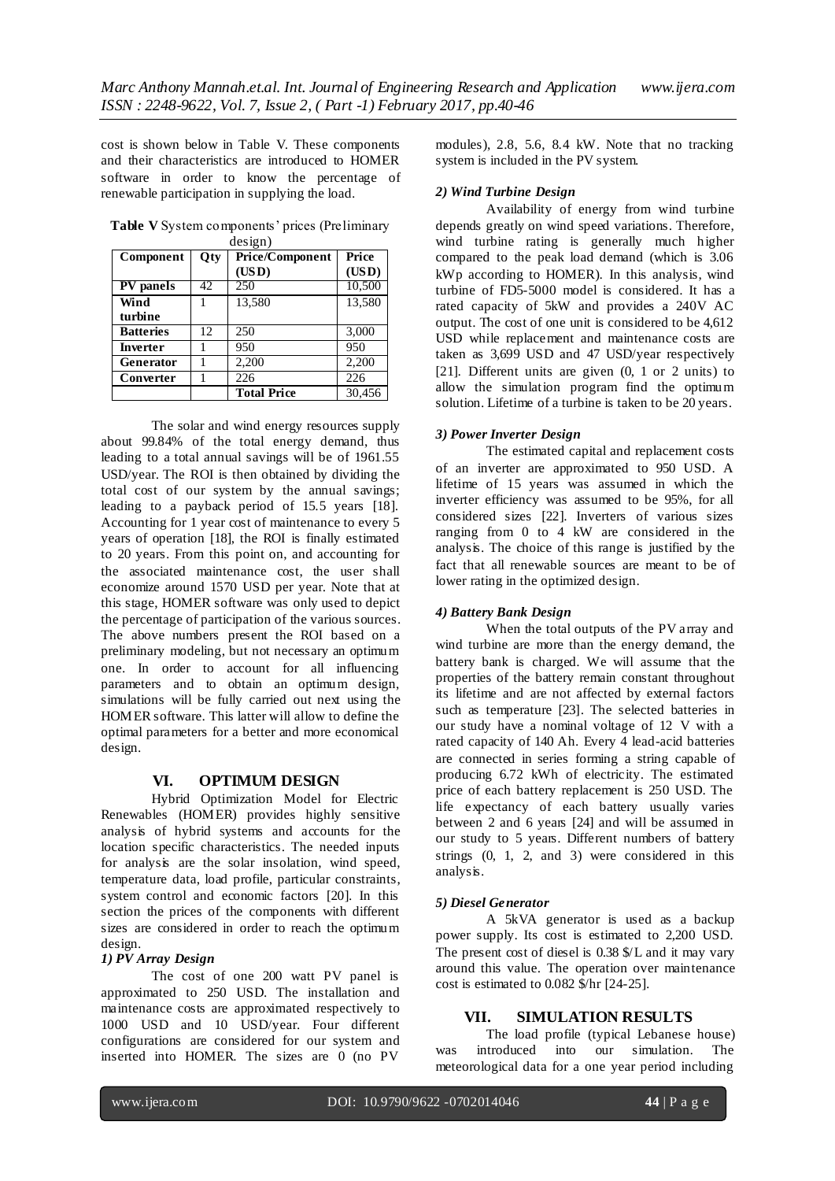cost is shown below in Table V. These components and their characteristics are introduced to HOMER software in order to know the percentage of renewable participation in supplying the load.

**Table V** System components' prices (Preliminary design)

| Component | Qty | Price/Component (USD) | Price (USD) |
|---|---|---|---|
| **PV panels** | 42 | 250 | 10,500 |
| **Wind turbine** | 1 | 13,580 | 13,580 |
| **Batteries** | 12 | 250 | 3,000 |
| **Inverter** | 1 | 950 | 950 |
| **Generator** | 1 | 2,200 | 2,200 |
| **Converter** | 1 | 226 | 226 |
| | | **Total Price** | 30,456 |

The solar and wind energy resources supply about 99.84% of the total energy demand, thus leading to a total annual savings will be of 1961.55 USD/year. The ROI is then obtained by dividing the total cost of our system by the annual savings; leading to a payback period of 15.5 years [18]. Accounting for 1 year cost of maintenance to every 5 years of operation [18], the ROI is finally estimated to 20 years. From this point on, and accounting for the associated maintenance cost, the user shall economize around 1570 USD per year. Note that at this stage, HOMER software was only used to depict the percentage of participation of the various sources. The above numbers present the ROI based on a preliminary modeling, but not necessary an optimum one. In order to account for all influencing parameters and to obtain an optimum design, simulations will be fully carried out next using the HOMER software. This latter will allow to define the optimal parameters for a better and more economical design.

## VI. OPTIMUM DESIGN

Hybrid Optimization Model for Electric Renewables (HOMER) provides highly sensitive analysis of hybrid systems and accounts for the location specific characteristics. The needed inputs for analysis are the solar insolation, wind speed, temperature data, load profile, particular constraints, system control and economic factors [20]. In this section the prices of the components with different sizes are considered in order to reach the optimum design.

### *1) PV Array Design*

The cost of one 200 watt PV panel is approximated to 250 USD. The installation and maintenance costs are approximated respectively to 1000 USD and 10 USD/year. Four different configurations are considered for our system and inserted into HOMER. The sizes are 0 (no PV modules), 2.8, 5.6, 8.4 kW. Note that no tracking system is included in the PV system.

### *2) Wind Turbine Design*

Availability of energy from wind turbine depends greatly on wind speed variations. Therefore, wind turbine rating is generally much higher compared to the peak load demand (which is 3.06 kWp according to HOMER). In this analysis, wind turbine of FD5-5000 model is considered. It has a rated capacity of 5kW and provides a 240V AC output. The cost of one unit is considered to be 4,612 USD while replacement and maintenance costs are taken as 3,699 USD and 47 USD/year respectively [21]. Different units are given (0, 1 or 2 units) to allow the simulation program find the optimum solution. Lifetime of a turbine is taken to be 20 years.

### *3) Power Inverter Design*

The estimated capital and replacement costs of an inverter are approximated to 950 USD. A lifetime of 15 years was assumed in which the inverter efficiency was assumed to be 95%, for all considered sizes [22]. Inverters of various sizes ranging from 0 to 4 kW are considered in the analysis. The choice of this range is justified by the fact that all renewable sources are meant to be of lower rating in the optimized design.

### *4) Battery Bank Design*

When the total outputs of the PV array and wind turbine are more than the energy demand, the battery bank is charged. We will assume that the properties of the battery remain constant throughout its lifetime and are not affected by external factors such as temperature [23]. The selected batteries in our study have a nominal voltage of 12 V with a rated capacity of 140 Ah. Every 4 lead-acid batteries are connected in series forming a string capable of producing 6.72 kWh of electricity. The estimated price of each battery replacement is 250 USD. The life expectancy of each battery usually varies between 2 and 6 years [24] and will be assumed in our study to 5 years. Different numbers of battery strings (0, 1, 2, and 3) were considered in this analysis.

### *5) Diesel Generator*

A 5kVA generator is used as a backup power supply. Its cost is estimated to 2,200 USD. The present cost of diesel is 0.38 $/L and it may vary around this value. The operation over maintenance cost is estimated to 0.082 $/hr [24-25].

## VII. SIMULATION RESULTS

The load profile (typical Lebanese house) was introduced into our simulation. The meteorological data for a one year period including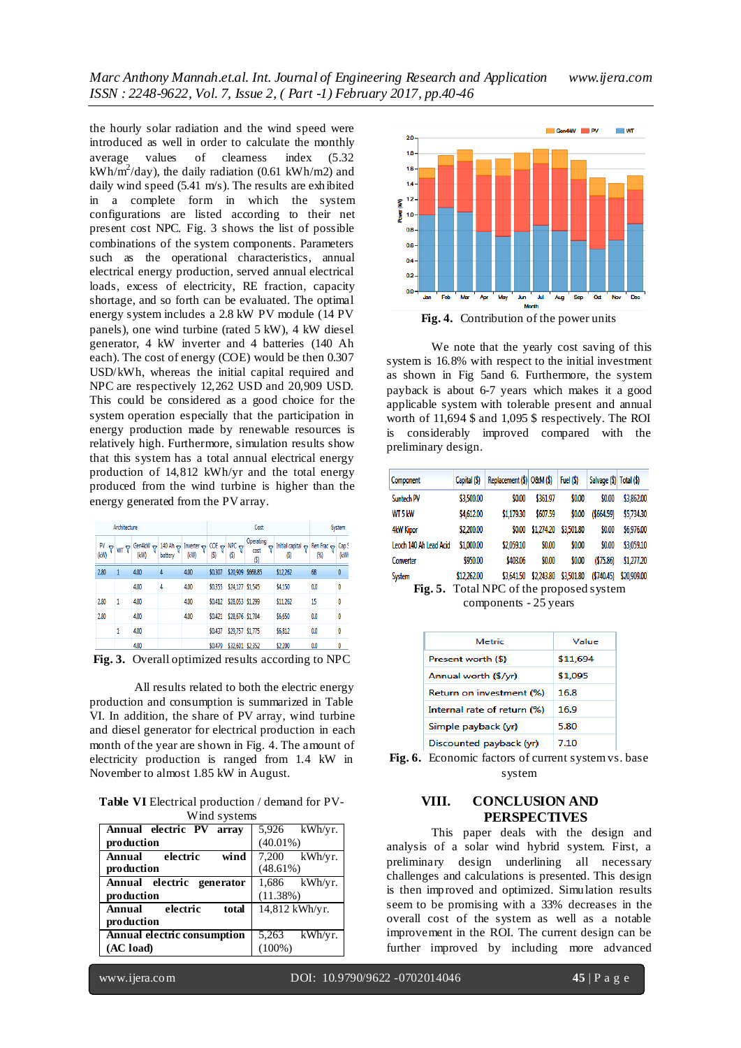the hourly solar radiation and the wind speed were introduced as well in order to calculate the monthly average values of clearness index (5.32 kWh/m$^2$/day), the daily radiation (0.61 kWh/m2) and daily wind speed (5.41 m/s). The results are exhibited in a complete form in which the system configurations are listed according to their net present cost NPC. Fig. 3 shows the list of possible combinations of the system components. Parameters such as the operational characteristics, annual electrical energy production, served annual electrical loads, excess of electricity, RE fraction, capacity shortage, and so forth can be evaluated. The optimal energy system includes a 2.8 kW PV module (14 PV panels), one wind turbine (rated 5 kW), 4 kW diesel generator, 4 kW inverter and 4 batteries (140 Ah each). The cost of energy (COE) would be then 0.307 USD/kWh, whereas the initial capital required and NPC are respectively 12,262 USD and 20,909 USD. This could be considered as a good choice for the system operation especially that the participation in energy production made by renewable resources is relatively high. Furthermore, simulation results show that this system has a total annual electrical energy production of 14,812 kWh/yr and the total energy produced from the wind turbine is higher than the energy generated from the PV array.

| Architecture | | | | | Cost | | | | System | |
|---|---|---|---|---|---|---|---|---|---|---|
| PV (kW) | WT | Gen4kW (kW) | 140 Ah battery | Inverter (kW) | COE ($) | NPC ($) | Operating cost ($) | Initial capital ($) | Ren Frac (%) | Cap S (kW) |
| 2.80 | 1 | 4.00 | 4 | 4.00 | $0.307 | $20,909 | $666.85 | $12,262 | 68 | 0 |
| | | 4.00 | 4 | 4.00 | $0.355 | $24,127 | $1,545 | $4,150 | 0.0 | 0 |
| 2.80 | 1 | 4.00 | | 4.00 | $0.412 | $28,053 | $1,299 | $11,262 | 15 | 0 |
| 2.80 | | 4.00 | | 4.00 | $0.421 | $28,676 | $1,704 | $6,650 | 0.0 | 0 |
| | 1 | 4.00 | | | $0.437 | $29,757 | $1,775 | $6,812 | 0.0 | 0 |
| | | 4.00 | | | $0.479 | $32,601 | $2,352 | $2,200 | 0.0 | 0 |

**Fig. 3.** Overall optimized results according to NPC

All results related to both the electric energy production and consumption is summarized in Table VI. In addition, the share of PV array, wind turbine and diesel generator for electrical production in each month of the year are shown in Fig. 4. The amount of electricity production is ranged from 1.4 kW in November to almost 1.85 kW in August.

**Table VI** Electrical production / demand for PV-Wind systems

| | |
|---|---|
| **Annual electric PV array production** | 5,926 kWh/yr. (40.01%) |
| **Annual electric wind production** | 7,200 kWh/yr. (48.61%) |
| **Annual electric generator production** | 1,686 kWh/yr. (11.38%) |
| **Annual electric total production** | 14,812 kWh/yr. |
| **Annual electric consumption (AC load)** | 5,263 kWh/yr. (100%) |

Gen4kW
PV
WT
Power (kW)
2.0
1.8
1.6
1.4
1.2
1.0
0.8
0.6
0.4
0.2
0.0
Jan Feb Mar Apr May Jun Jul Aug Sep Oct Nov Dec
Month

**Fig. 4.** Contribution of the power units

We note that the yearly cost saving of this system is 16.8% with respect to the initial investment as shown in Fig 5and 6. Furthermore, the system payback is about 6-7 years which makes it a good applicable system with tolerable present and annual worth of 11,694 $ and 1,095 $ respectively. The ROI is considerably improved compared with the preliminary design.

| Component | Capital ($) | Replacement ($) | O&M ($) | Fuel ($) | Salvage ($) | Total ($) |
|---|---|---|---|---|---|---|
| Suntech PV | $3,500.00 | $0.00 | $361.97 | $0.00 | $0.00 | $3,862.00 |
| WT 5 kW | $4,612.00 | $1,179.30 | $607.59 | $0.00 | ($664.59) | $5,734.30 |
| 4kW Kipor | $2,200.00 | $0.00 | $1,274.20 | $3,501.80 | $0.00 | $6,976.00 |
| Leoch 140 Ah Lead Acid | $1,000.00 | $2,059.10 | $0.00 | $0.00 | $0.00 | $3,059.10 |
| Converter | $950.00 | $403.06 | $0.00 | $0.00 | ($75.86) | $1,277.20 |
| System | $12,262.00 | $3,641.50 | $2,243.80 | $3,501.80 | ($740.45) | $20,909.00 |

**Fig. 5.** Total NPC of the proposed system components - 25 years

| Metric | Value |
|---|---|
| Present worth ($) | $11,694 |
| Annual worth ($/yr) | $1,095 |
| Return on investment (%) | 16.8 |
| Internal rate of return (%) | 16.9 |
| Simple payback (yr) | 5.80 |
| Discounted payback (yr) | 7.10 |

**Fig. 6.** Economic factors of current system vs. base system

## VIII. CONCLUSION AND PERSPECTIVES

This paper deals with the design and analysis of a solar wind hybrid system. First, a preliminary design underlining all necessary challenges and calculations is presented. This design is then improved and optimized. Simulation results seem to be promising with a 33% decreases in the overall cost of the system as well as a notable improvement in the ROI. The current design can be further improved by including more advanced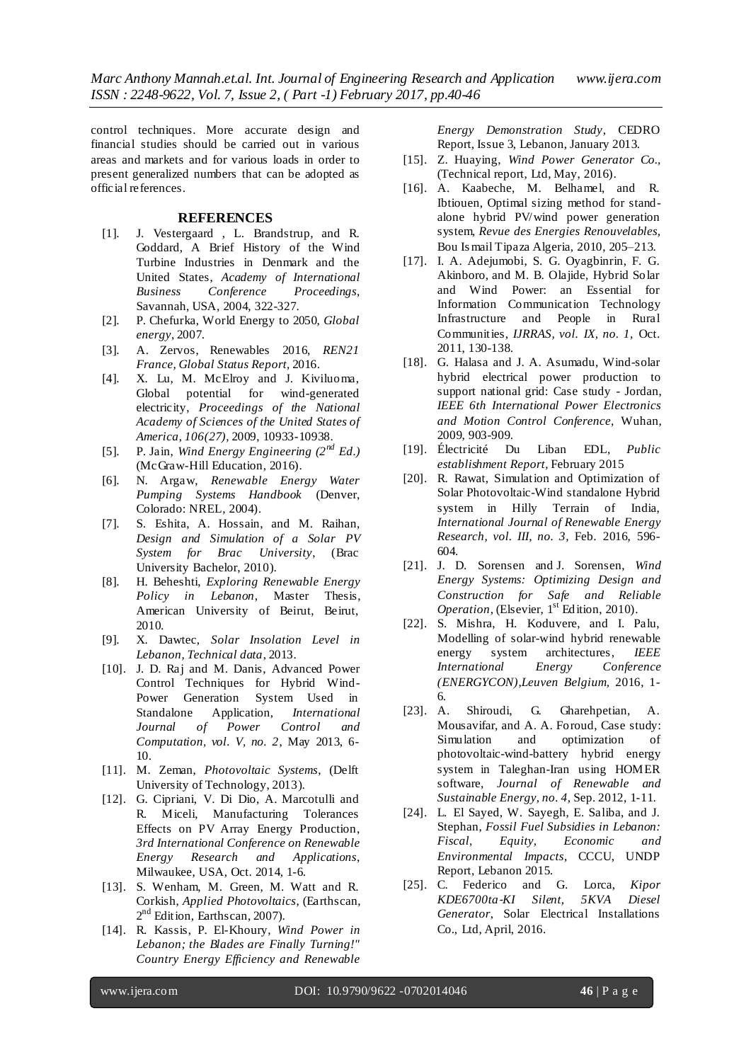control techniques. More accurate design and financial studies should be carried out in various areas and markets and for various loads in order to present generalized numbers that can be adopted as official references.

## REFERENCES

- [1]. J. Vestergaard , L. Brandstrup, and R. Goddard, A Brief History of the Wind Turbine Industries in Denmark and the United States, *Academy of International Business Conference Proceedings*, Savannah, USA, 2004, 322-327.
- [2]. P. Chefurka, World Energy to 2050, *Global energy*, 2007.
- [3]. A. Zervos, Renewables 2016, *REN21 France, Global Status Report*, 2016.
- [4]. X. Lu, M. McElroy and J. Kiviluoma, Global potential for wind-generated electricity, *Proceedings of the National Academy of Sciences of the United States of America, 106(27)*, 2009, 10933-10938.
- [5]. P. Jain, *Wind Energy Engineering (2nd Ed.)* (McGraw-Hill Education, 2016).
- [6]. N. Argaw, *Renewable Energy Water Pumping Systems Handbook* (Denver, Colorado: NREL, 2004).
- [7]. S. Eshita, A. Hossain, and M. Raihan, *Design and Simulation of a Solar PV System for Brac University*, (Brac University Bachelor, 2010).
- [8]. H. Beheshti, *Exploring Renewable Energy Policy in Lebanon*, Master Thesis, American University of Beirut, Beirut, 2010.
- [9]. X. Dawtec, *Solar Insolation Level in Lebanon, Technical data*, 2013.
- [10]. J. D. Raj and M. Danis, Advanced Power Control Techniques for Hybrid Wind-Power Generation System Used in Standalone Application, *International Journal of Power Control and Computation, vol. V, no. 2*, May 2013, 6-10.
- [11]. M. Zeman, *Photovoltaic Systems*, (Delft University of Technology, 2013).
- [12]. G. Cipriani, V. Di Dio, A. Marcotulli and R. Miceli, Manufacturing Tolerances Effects on PV Array Energy Production, *3rd International Conference on Renewable Energy Research and Applications*, Milwaukee, USA, Oct. 2014, 1-6.
- [13]. S. Wenham, M. Green, M. Watt and R. Corkish, *Applied Photovoltaics*, (Earthscan, 2nd Edition, Earthscan, 2007).
- [14]. R. Kassis, P. El-Khoury, *Wind Power in Lebanon; the Blades are Finally Turning!" Country Energy Efficiency and Renewable Energy Demonstration Study*, CEDRO Report, Issue 3, Lebanon, January 2013.
- [15]. Z. Huaying, *Wind Power Generator Co.*, (Technical report, Ltd, May, 2016).
- [16]. A. Kaabeche, M. Belhamel, and R. Ibtiouen, Optimal sizing method for stand-alone hybrid PV/wind power generation system, *Revue des Energies Renouvelables*, Bou Ismail Tipaza Algeria, 2010, 205–213.
- [17]. I. A. Adejumobi, S. G. Oyagbinrin, F. G. Akinboro, and M. B. Olajide, Hybrid Solar and Wind Power: an Essential for Information Communication Technology Infrastructure and People in Rural Communities, *IJRRAS, vol. IX, no. 1*, Oct. 2011, 130-138.
- [18]. G. Halasa and J. A. Asumadu, Wind-solar hybrid electrical power production to support national grid: Case study - Jordan, *IEEE 6th International Power Electronics and Motion Control Conference*, Wuhan, 2009, 903-909.
- [19]. Électricité Du Liban EDL, *Public establishment Report*, February 2015
- [20]. R. Rawat, Simulation and Optimization of Solar Photovoltaic-Wind standalone Hybrid system in Hilly Terrain of India, *International Journal of Renewable Energy Research, vol. III, no. 3*, Feb. 2016, 596-604.
- [21]. J. D. Sorensen and J. Sorensen, *Wind Energy Systems: Optimizing Design and Construction for Safe and Reliable Operation*, (Elsevier, 1st Edition, 2010).
- [22]. S. Mishra, H. Koduvere, and I. Palu, Modelling of solar-wind hybrid renewable energy system architectures, *IEEE International Energy Conference (ENERGYCON),Leuven Belgium*, 2016, 1-6.
- [23]. A. Shiroudi, G. Gharehpetian, A. Mousavifar, and A. A. Foroud, Case study: Simulation and optimization of photovoltaic-wind-battery hybrid energy system in Taleghan-Iran using HOMER software, *Journal of Renewable and Sustainable Energy, no. 4*, Sep. 2012, 1-11.
- [24]. L. El Sayed, W. Sayegh, E. Saliba, and J. Stephan, *Fossil Fuel Subsidies in Lebanon: Fiscal, Equity, Economic and Environmental Impacts*, CCCU, UNDP Report, Lebanon 2015.
- [25]. C. Federico and G. Lorca, *Kipor KDE6700ta-KI Silent, 5KVA Diesel Generator*, Solar Electrical Installations Co., Ltd, April, 2016.